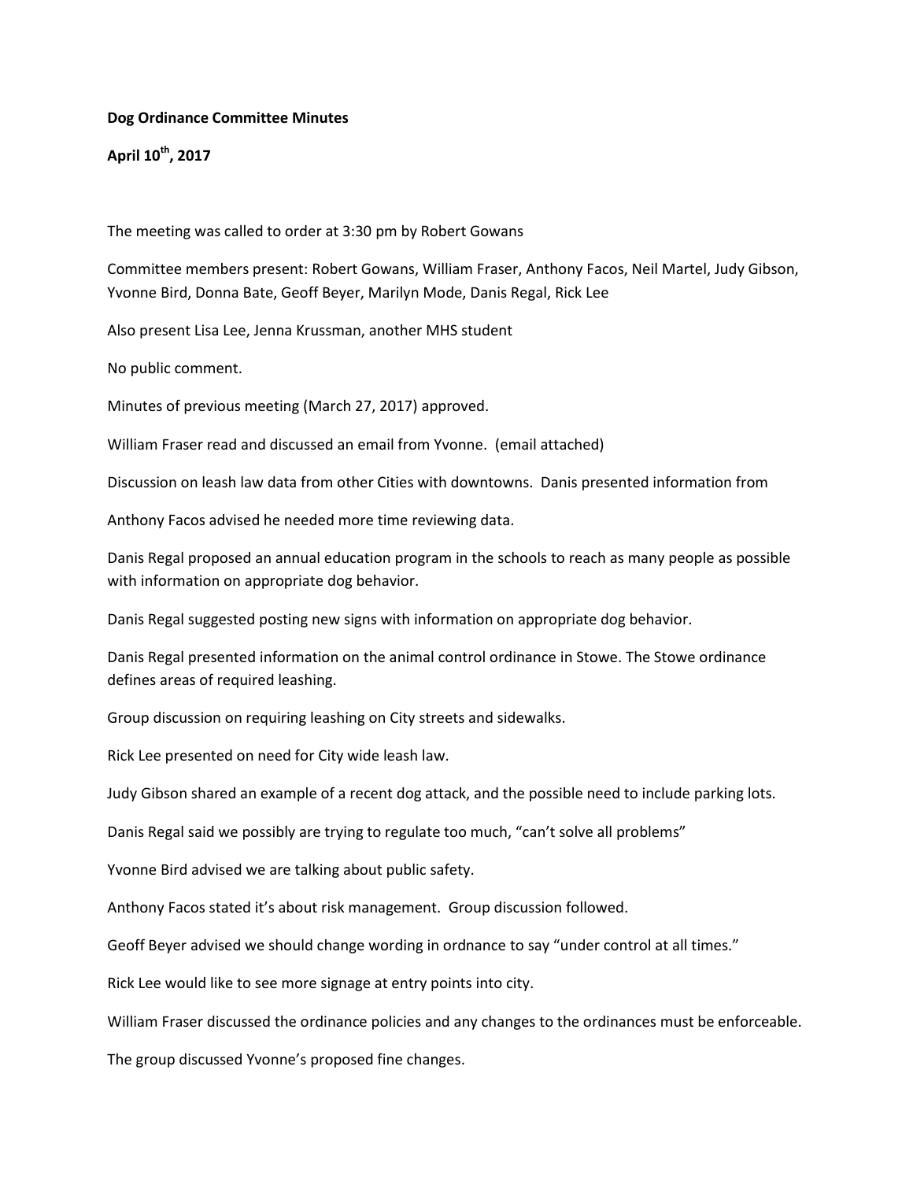**Dog Ordinance Committee Minutes**

**April 10th, 2017**

The meeting was called to order at 3:30 pm by Robert Gowans

Committee members present: Robert Gowans, William Fraser, Anthony Facos, Neil Martel, Judy Gibson, Yvonne Bird, Donna Bate, Geoff Beyer, Marilyn Mode, Danis Regal, Rick Lee

Also present Lisa Lee, Jenna Krussman, another MHS student

No public comment.

Minutes of previous meeting (March 27, 2017) approved.

William Fraser read and discussed an email from Yvonne. (email attached)

Discussion on leash law data from other Cities with downtowns. Danis presented information from

Anthony Facos advised he needed more time reviewing data.

Danis Regal proposed an annual education program in the schools to reach as many people as possible with information on appropriate dog behavior.

Danis Regal suggested posting new signs with information on appropriate dog behavior.

Danis Regal presented information on the animal control ordinance in Stowe. The Stowe ordinance defines areas of required leashing.

Group discussion on requiring leashing on City streets and sidewalks.

Rick Lee presented on need for City wide leash law.

Judy Gibson shared an example of a recent dog attack, and the possible need to include parking lots.

Danis Regal said we possibly are trying to regulate too much, "can't solve all problems"

Yvonne Bird advised we are talking about public safety.

Anthony Facos stated it's about risk management. Group discussion followed.

Geoff Beyer advised we should change wording in ordnance to say "under control at all times."

Rick Lee would like to see more signage at entry points into city.

William Fraser discussed the ordinance policies and any changes to the ordinances must be enforceable.

The group discussed Yvonne's proposed fine changes.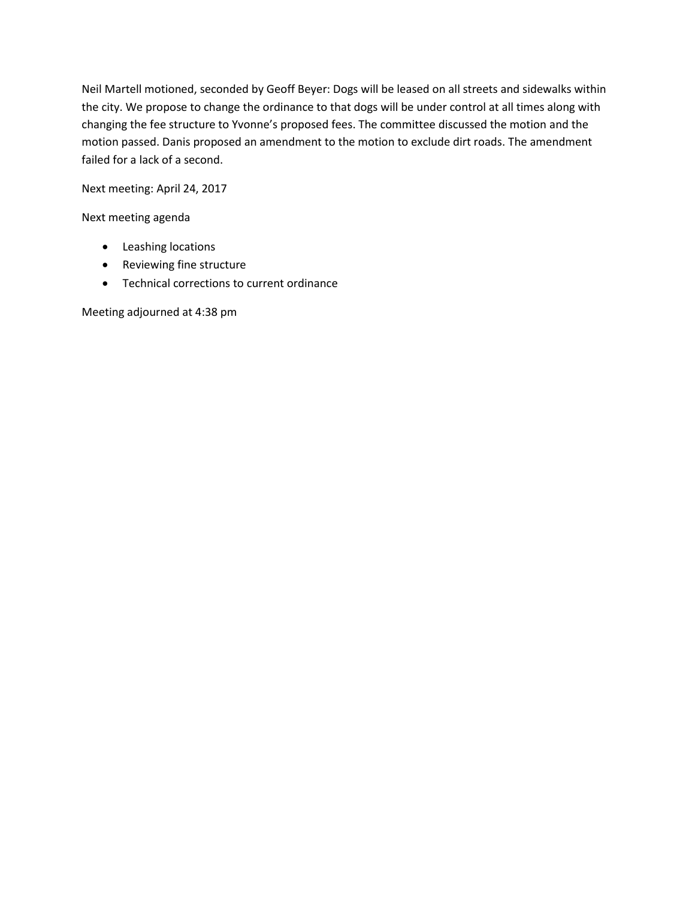Neil Martell motioned, seconded by Geoff Beyer: Dogs will be leased on all streets and sidewalks within the city. We propose to change the ordinance to that dogs will be under control at all times along with changing the fee structure to Yvonne's proposed fees. The committee discussed the motion and the motion passed. Danis proposed an amendment to the motion to exclude dirt roads. The amendment failed for a lack of a second.

Next meeting: April 24, 2017

Next meeting agenda

- Leashing locations
- Reviewing fine structure
- Technical corrections to current ordinance

Meeting adjourned at 4:38 pm